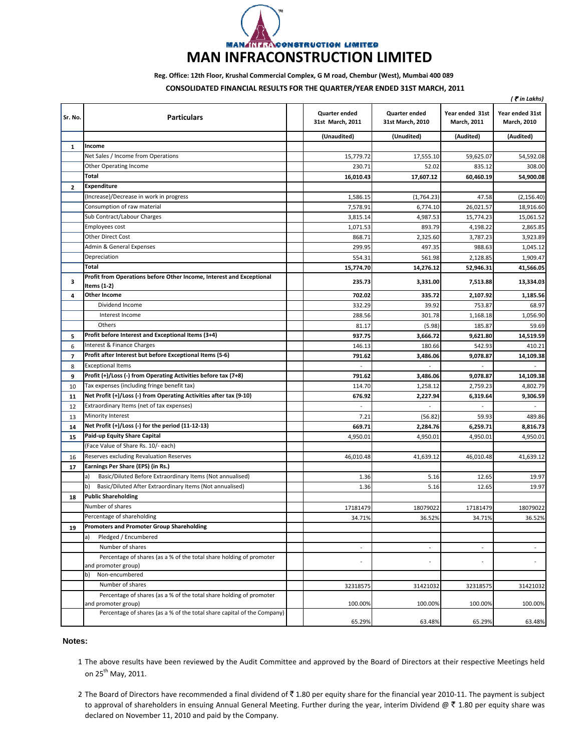# MAN INFRACONSTRUCTION LIMITED

**Reg. Office: 12th Floor, Krushal Commercial Complex, G M road, Chembur (West), Mumbai 400 089**

**CONSOLIDATED FINANCIAL RESULTS FOR THE QUARTER/YEAR ENDED 31ST MARCH, 2011**

*( ₹ in Lakhs)*

| Sr. No. | Particulars | Quarter ended 31st March, 2011 | Quarter ended 31st March, 2010 | Year ended 31st March, 2011 | Year ended 31st March, 2010 |
|---|---|---|---|---|---|
| | | (Unaudited) | (Unudited) | (Audited) | (Audited) |
| 1 | **Income** | | | | |
| | Net Sales / Income from Operations | 15,779.72 | 17,555.10 | 59,625.07 | 54,592.08 |
| | Other Operating Income | 230.71 | 52.02 | 835.12 | 308.00 |
| | **Total** | **16,010.43** | **17,607.12** | **60,460.19** | **54,900.08** |
| 2 | **Expenditure** | | | | |
| | (Increase)/Decrease in work in progress | 1,586.15 | (1,764.23) | 47.58 | (2,156.40) |
| | Consumption of raw material | 7,578.91 | 6,774.10 | 26,021.57 | 18,916.60 |
| | Sub Contract/Labour Charges | 3,815.14 | 4,987.53 | 15,774.23 | 15,061.52 |
| | Employees cost | 1,071.53 | 893.79 | 4,198.22 | 2,865.85 |
| | Other Direct Cost | 868.71 | 2,325.60 | 3,787.23 | 3,923.89 |
| | Admin & General Expenses | 299.95 | 497.35 | 988.63 | 1,045.12 |
| | Depreciation | 554.31 | 561.98 | 2,128.85 | 1,909.47 |
| | **Total** | **15,774.70** | **14,276.12** | **52,946.31** | **41,566.05** |
| 3 | **Profit from Operations before Other Income, Interest and Exceptional Items (1-2)** | **235.73** | **3,331.00** | **7,513.88** | **13,334.03** |
| 4 | **Other Income** | **702.02** | **335.72** | **2,107.92** | **1,185.56** |
| | Dividend Income | 332.29 | 39.92 | 753.87 | 68.97 |
| | Interest Income | 288.56 | 301.78 | 1,168.18 | 1,056.90 |
| | Others | 81.17 | (5.98) | 185.87 | 59.69 |
| 5 | **Profit before Interest and Exceptional Items (3+4)** | **937.75** | **3,666.72** | **9,621.80** | **14,519.59** |
| 6 | Interest & Finance Charges | 146.13 | 180.66 | 542.93 | 410.21 |
| 7 | **Profit after Interest but before Exceptional Items (5-6)** | **791.62** | **3,486.06** | **9,078.87** | **14,109.38** |
| 8 | Exceptional Items | - | - | - | - |
| 9 | **Profit (+)/Loss (-) from Operating Activities before tax (7+8)** | **791.62** | **3,486.06** | **9,078.87** | **14,109.38** |
| 10 | Tax expenses (including fringe benefit tax) | 114.70 | 1,258.12 | 2,759.23 | 4,802.79 |
| 11 | **Net Profit (+)/Loss (-) from Operating Activities after tax (9-10)** | **676.92** | **2,227.94** | **6,319.64** | **9,306.59** |
| 12 | Extraordinary Items (net of tax expenses) | - | - | - | - |
| 13 | Minority Interest | 7.21 | (56.82) | 59.93 | 489.86 |
| 14 | **Net Profit (+)/Loss (-) for the period (11-12-13)** | **669.71** | **2,284.76** | **6,259.71** | **8,816.73** |
| 15 | **Paid-up Equity Share Capital** | 4,950.01 | 4,950.01 | 4,950.01 | 4,950.01 |
| | (Face Value of Share Rs. 10/- each) | | | | |
| 16 | Reserves excluding Revaluation Reserves | 46,010.48 | 41,639.12 | 46,010.48 | 41,639.12 |
| 17 | **Earnings Per Share (EPS) (in Rs.)** | | | | |
| | a) Basic/Diluted Before Extraordinary Items (Not annualised) | 1.36 | 5.16 | 12.65 | 19.97 |
| | b) Basic/Diluted After Extraordinary Items (Not annualised) | 1.36 | 5.16 | 12.65 | 19.97 |
| 18 | **Public Shareholding** | | | | |
| | Number of shares | 17181479 | 18079022 | 17181479 | 18079022 |
| | Percentage of shareholding | 34.71% | 36.52% | 34.71% | 36.52% |
| 19 | **Promoters and Promoter Group Shareholding** | | | | |
| | a) Pledged / Encumbered | | | | |
| | Number of shares | - | - | - | - |
| | Percentage of shares (as a % of the total share holding of promoter and promoter group) | - | - | - | - |
| | b) Non-encumbered | | | | |
| | Number of shares | 32318575 | 31421032 | 32318575 | 31421032 |
| | Percentage of shares (as a % of the total share holding of promoter and promoter group) | 100.00% | 100.00% | 100.00% | 100.00% |
| | Percentage of shares (as a % of the total share capital of the Company) | 65.29% | 63.48% | 65.29% | 63.48% |

**Notes:**

1. The above results have been reviewed by the Audit Committee and approved by the Board of Directors at their respective Meetings held on 25th May, 2011.
2. The Board of Directors have recommended a final dividend of ₹ 1.80 per equity share for the financial year 2010-11. The payment is subject to approval of shareholders in ensuing Annual General Meeting. Further during the year, interim Dividend @ ₹ 1.80 per equity share was declared on November 11, 2010 and paid by the Company.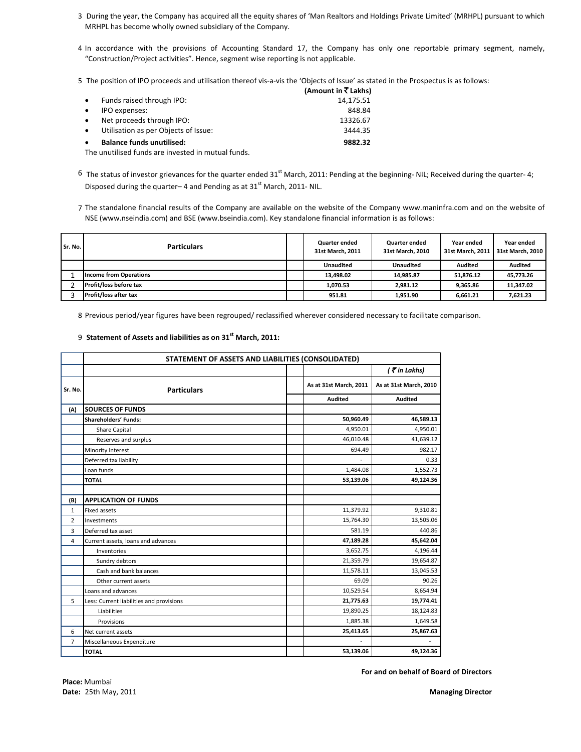3 During the year, the Company has acquired all the equity shares of 'Man Realtors and Holdings Private Limited' (MRHPL) pursuant to which MRHPL has become wholly owned subsidiary of the Company.

4 In accordance with the provisions of Accounting Standard 17, the Company has only one reportable primary segment, namely, "Construction/Project activities". Hence, segment wise reporting is not applicable.

5 The position of IPO proceeds and utilisation thereof vis-a-vis the 'Objects of Issue' as stated in the Prospectus is as follows:

| | (Amount in ₹ Lakhs) |
|---|---|
| • Funds raised through IPO: | 14,175.51 |
| • IPO expenses: | 848.84 |
| • Net proceeds through IPO: | 13326.67 |
| • Utilisation as per Objects of Issue: | 3444.35 |
| • **Balance funds unutilised:** | **9882.32** |

The unutilised funds are invested in mutual funds.

6 The status of investor grievances for the quarter ended 31st March, 2011: Pending at the beginning- NIL; Received during the quarter- 4; Disposed during the quarter– 4 and Pending as at 31st March, 2011- NIL.

7 The standalone financial results of the Company are available on the website of the Company www.maninfra.com and on the website of NSE (www.nseindia.com) and BSE (www.bseindia.com). Key standalone financial information is as follows:

| Sr. No. | Particulars | | Quarter ended 31st March, 2011 | Quarter ended 31st March, 2010 | Year ended 31st March, 2011 | Year ended 31st March, 2010 |
|---|---|---|---|---|---|---|
| | | | Unaudited | Unaudited | Audited | Audited |
| 1 | **Income from Operations** | | **13,498.02** | **14,985.87** | **51,876.12** | **45,773.26** |
| 2 | **Profit/loss before tax** | | **1,070.53** | **2,981.12** | **9,365.86** | **11,347.02** |
| 3 | **Profit/loss after tax** | | **951.81** | **1,951.90** | **6,661.21** | **7,621.23** |

8 Previous period/year figures have been regrouped/ reclassified wherever considered necessary to facilitate comparison.

9 **Statement of Assets and liabilities as on 31st March, 2011:**

| | **STATEMENT OF ASSETS AND LIABILITIES (CONSOLIDATED)** | | | |
|---|---|---|---|---|
| | | | | *( ₹ in Lakhs)* |
| Sr. No. | **Particulars** | | As at 31st March, 2011 | As at 31st March, 2010 |
| | | | Audited | Audited |
| **(A)** | **SOURCES OF FUNDS** | | | |
| | **Shareholders' Funds:** | | **50,960.49** | **46,589.13** |
| | Share Capital | | 4,950.01 | 4,950.01 |
| | Reserves and surplus | | 46,010.48 | 41,639.12 |
| | Minority Interest | | 694.49 | 982.17 |
| | Deferred tax liability | | - | 0.33 |
| | Loan funds | | 1,484.08 | 1,552.73 |
| | **TOTAL** | | **53,139.06** | **49,124.36** |
| | | | | |
| **(B)** | **APPLICATION OF FUNDS** | | | |
| 1 | Fixed assets | | 11,379.92 | 9,310.81 |
| 2 | Investments | | 15,764.30 | 13,505.06 |
| 3 | Deferred tax asset | | 581.19 | 440.86 |
| 4 | Current assets, loans and advances | | **47,189.28** | **45,642.04** |
| | Inventories | | 3,652.75 | 4,196.44 |
| | Sundry debtors | | 21,359.79 | 19,654.87 |
| | Cash and bank balances | | 11,578.11 | 13,045.53 |
| | Other current assets | | 69.09 | 90.26 |
| | Loans and advances | | 10,529.54 | 8,654.94 |
| 5 | Less: Current liabilities and provisions | | **21,775.63** | **19,774.41** |
| | Liabilities | | 19,890.25 | 18,124.83 |
| | Provisions | | 1,885.38 | 1,649.58 |
| 6 | Net current assets | | **25,413.65** | **25,867.63** |
| 7 | Miscellaneous Expenditure | | - | - |
| | **TOTAL** | | **53,139.06** | **49,124.36** |

**For and on behalf of Board of Directors**

**Place:** Mumbai
**Date:** 25th May, 2011

**Managing Director**